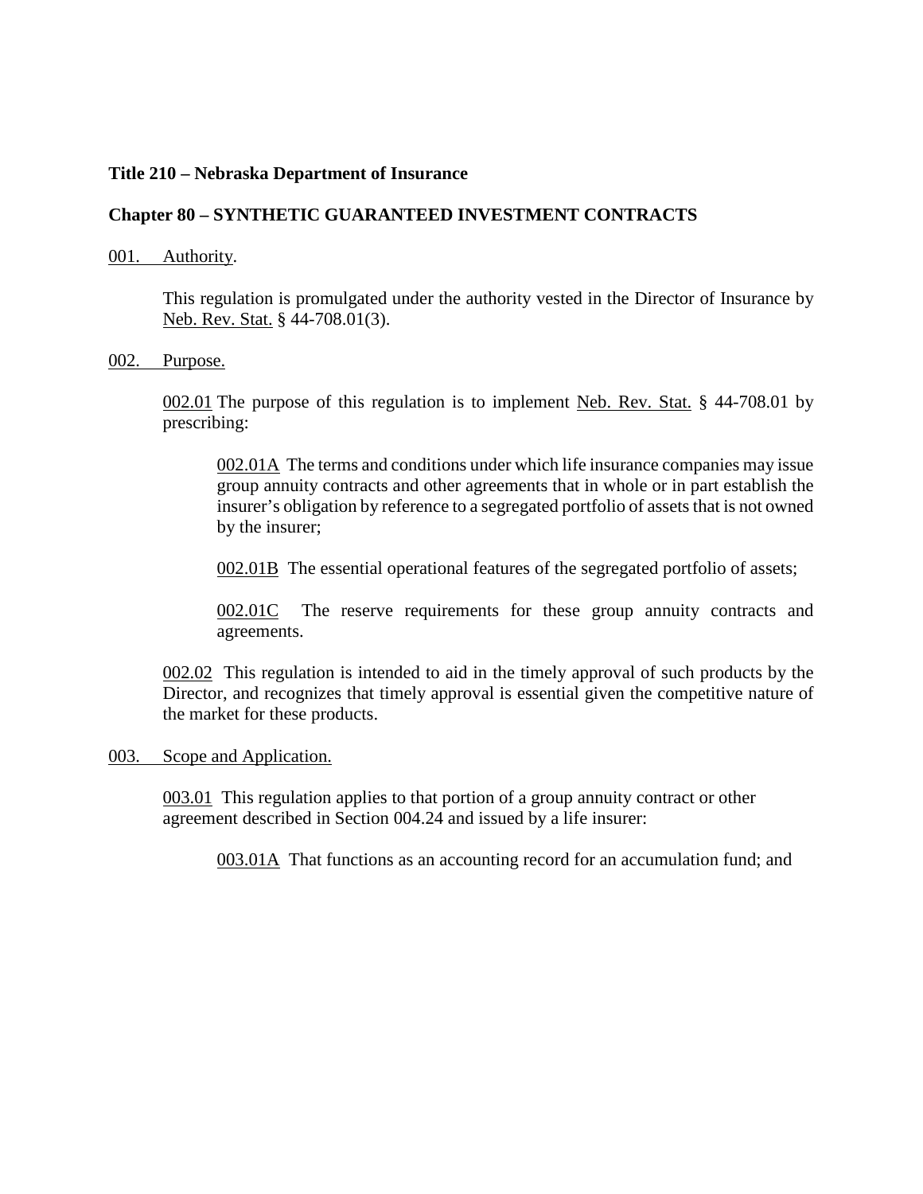**Title 210 – Nebraska Department of Insurance**

**Chapter 80 – SYNTHETIC GUARANTEED INVESTMENT CONTRACTS**

001. Authority.

This regulation is promulgated under the authority vested in the Director of Insurance by Neb. Rev. Stat. § 44-708.01(3).

002. Purpose.

002.01 The purpose of this regulation is to implement Neb. Rev. Stat. § 44-708.01 by prescribing:

002.01A The terms and conditions under which life insurance companies may issue group annuity contracts and other agreements that in whole or in part establish the insurer's obligation by reference to a segregated portfolio of assets that is not owned by the insurer;

002.01B The essential operational features of the segregated portfolio of assets;

002.01C The reserve requirements for these group annuity contracts and agreements.

002.02 This regulation is intended to aid in the timely approval of such products by the Director, and recognizes that timely approval is essential given the competitive nature of the market for these products.

003. Scope and Application.

003.01 This regulation applies to that portion of a group annuity contract or other agreement described in Section 004.24 and issued by a life insurer:

003.01A That functions as an accounting record for an accumulation fund; and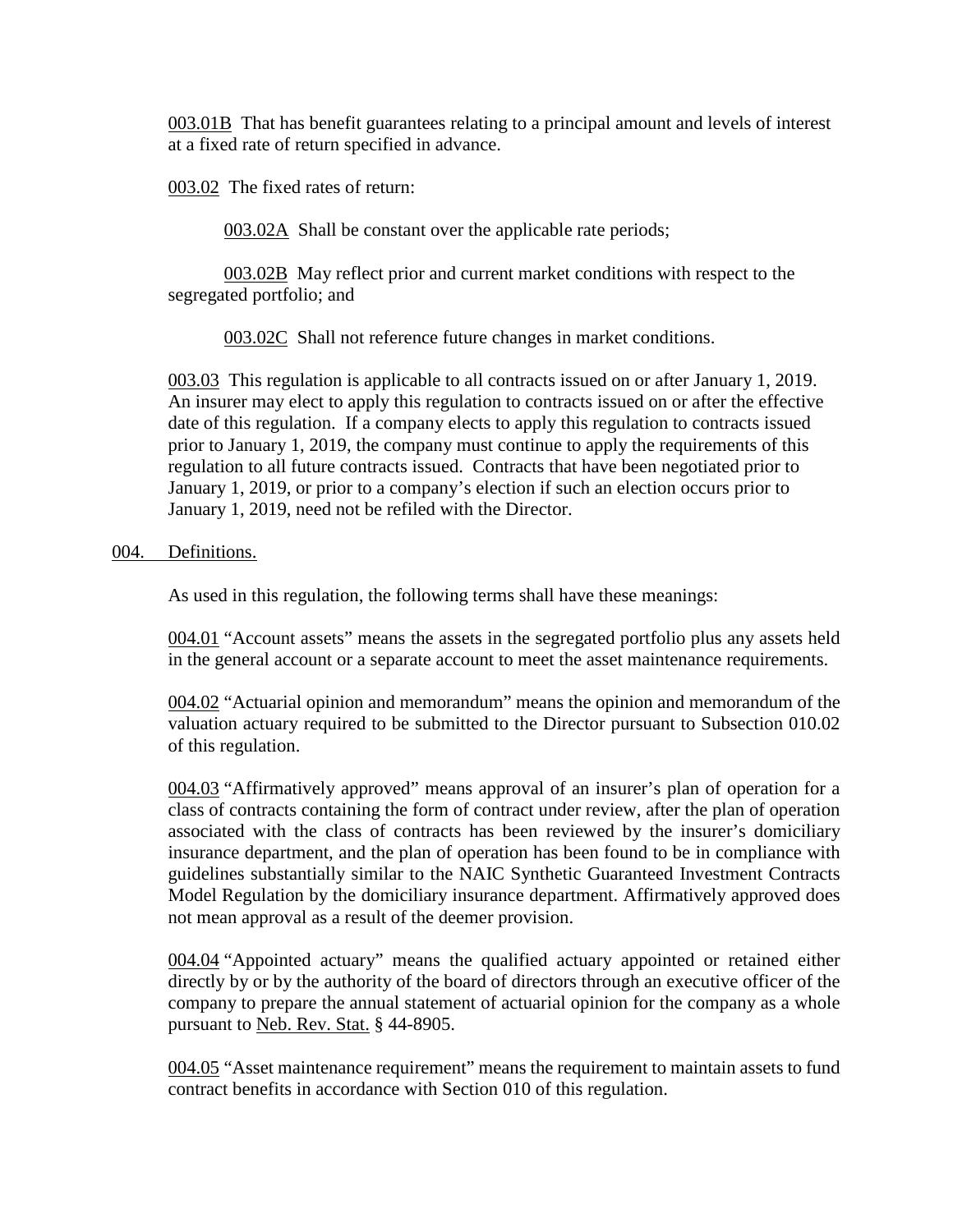003.01B That has benefit guarantees relating to a principal amount and levels of interest at a fixed rate of return specified in advance.

003.02 The fixed rates of return:

003.02A Shall be constant over the applicable rate periods;

003.02B May reflect prior and current market conditions with respect to the segregated portfolio; and

003.02C Shall not reference future changes in market conditions.

003.03 This regulation is applicable to all contracts issued on or after January 1, 2019. An insurer may elect to apply this regulation to contracts issued on or after the effective date of this regulation. If a company elects to apply this regulation to contracts issued prior to January 1, 2019, the company must continue to apply the requirements of this regulation to all future contracts issued. Contracts that have been negotiated prior to January 1, 2019, or prior to a company's election if such an election occurs prior to January 1, 2019, need not be refiled with the Director.

## 004. Definitions.

As used in this regulation, the following terms shall have these meanings:

004.01 "Account assets" means the assets in the segregated portfolio plus any assets held in the general account or a separate account to meet the asset maintenance requirements.

004.02 "Actuarial opinion and memorandum" means the opinion and memorandum of the valuation actuary required to be submitted to the Director pursuant to Subsection 010.02 of this regulation.

004.03 "Affirmatively approved" means approval of an insurer's plan of operation for a class of contracts containing the form of contract under review, after the plan of operation associated with the class of contracts has been reviewed by the insurer's domiciliary insurance department, and the plan of operation has been found to be in compliance with guidelines substantially similar to the NAIC Synthetic Guaranteed Investment Contracts Model Regulation by the domiciliary insurance department. Affirmatively approved does not mean approval as a result of the deemer provision.

004.04 "Appointed actuary" means the qualified actuary appointed or retained either directly by or by the authority of the board of directors through an executive officer of the company to prepare the annual statement of actuarial opinion for the company as a whole pursuant to Neb. Rev. Stat. § 44-8905.

004.05 "Asset maintenance requirement" means the requirement to maintain assets to fund contract benefits in accordance with Section 010 of this regulation.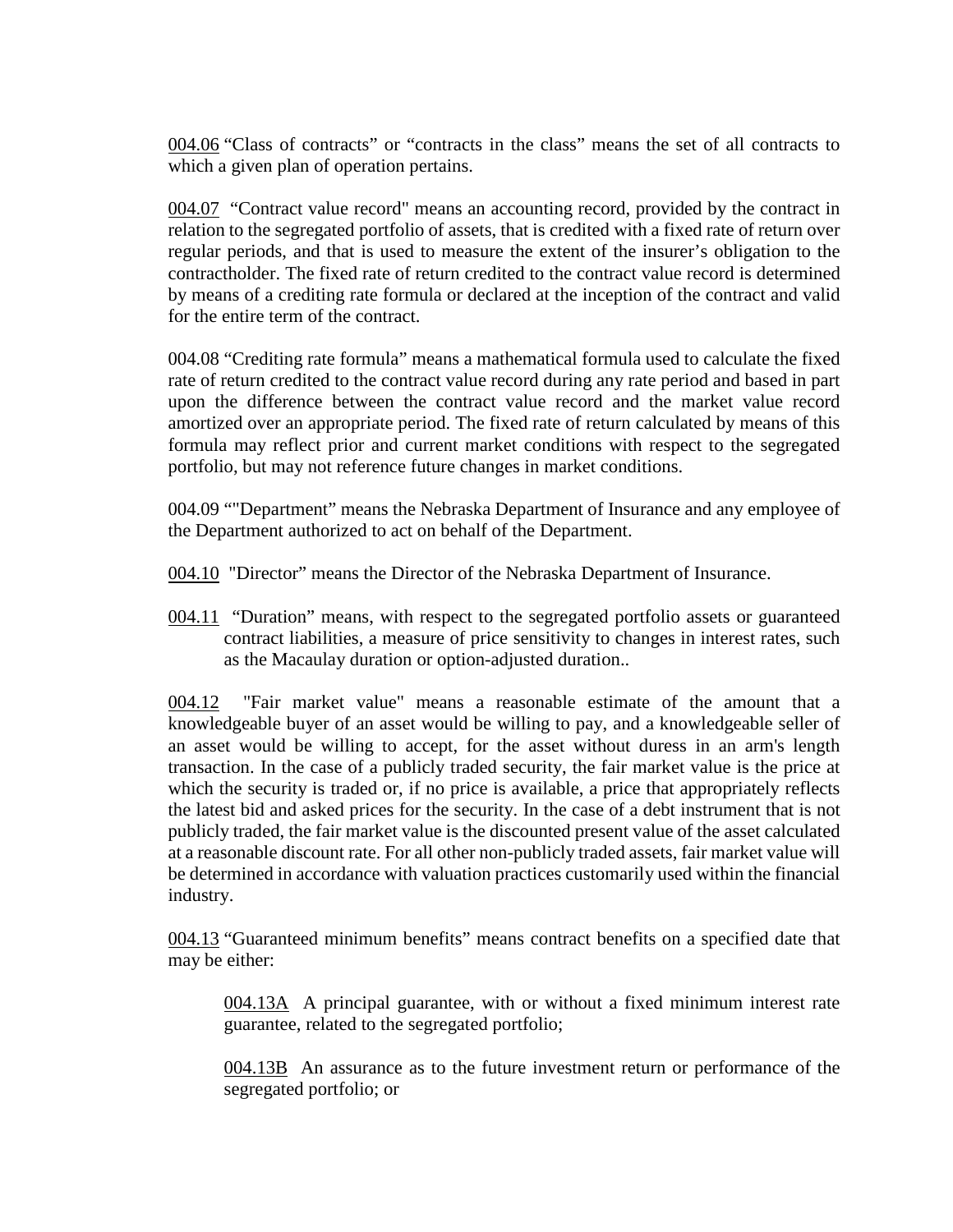004.06 "Class of contracts" or "contracts in the class" means the set of all contracts to which a given plan of operation pertains.

004.07 "Contract value record" means an accounting record, provided by the contract in relation to the segregated portfolio of assets, that is credited with a fixed rate of return over regular periods, and that is used to measure the extent of the insurer's obligation to the contractholder. The fixed rate of return credited to the contract value record is determined by means of a crediting rate formula or declared at the inception of the contract and valid for the entire term of the contract.

004.08 "Crediting rate formula" means a mathematical formula used to calculate the fixed rate of return credited to the contract value record during any rate period and based in part upon the difference between the contract value record and the market value record amortized over an appropriate period. The fixed rate of return calculated by means of this formula may reflect prior and current market conditions with respect to the segregated portfolio, but may not reference future changes in market conditions.

004.09 ""Department" means the Nebraska Department of Insurance and any employee of the Department authorized to act on behalf of the Department.

004.10 "Director" means the Director of the Nebraska Department of Insurance.

004.11 "Duration" means, with respect to the segregated portfolio assets or guaranteed contract liabilities, a measure of price sensitivity to changes in interest rates, such as the Macaulay duration or option-adjusted duration..

004.12 "Fair market value" means a reasonable estimate of the amount that a knowledgeable buyer of an asset would be willing to pay, and a knowledgeable seller of an asset would be willing to accept, for the asset without duress in an arm's length transaction. In the case of a publicly traded security, the fair market value is the price at which the security is traded or, if no price is available, a price that appropriately reflects the latest bid and asked prices for the security. In the case of a debt instrument that is not publicly traded, the fair market value is the discounted present value of the asset calculated at a reasonable discount rate. For all other non-publicly traded assets, fair market value will be determined in accordance with valuation practices customarily used within the financial industry.

004.13 "Guaranteed minimum benefits" means contract benefits on a specified date that may be either:

> 004.13A A principal guarantee, with or without a fixed minimum interest rate guarantee, related to the segregated portfolio;
>
> 004.13B An assurance as to the future investment return or performance of the segregated portfolio; or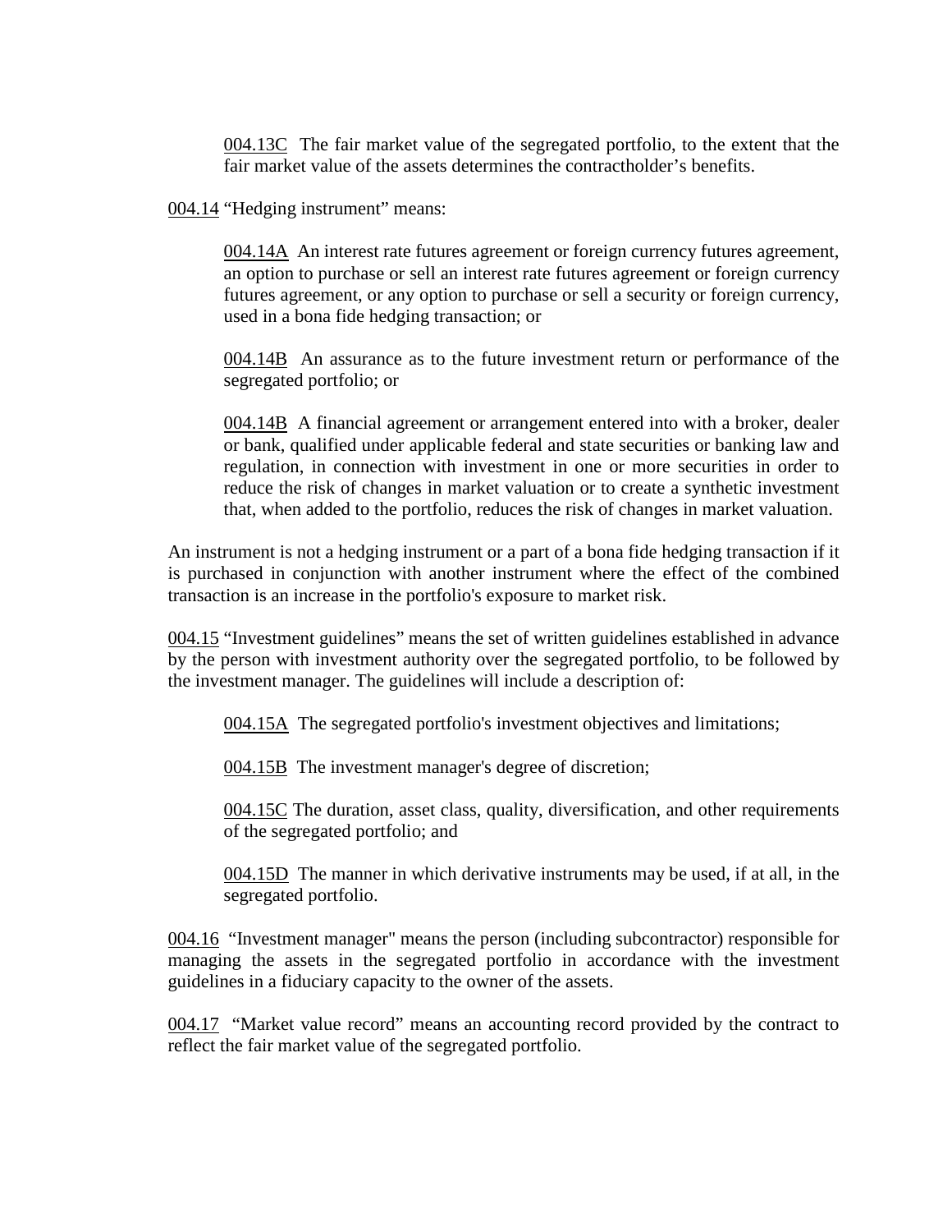004.13C The fair market value of the segregated portfolio, to the extent that the fair market value of the assets determines the contractholder's benefits.

004.14 "Hedging instrument" means:

004.14A An interest rate futures agreement or foreign currency futures agreement, an option to purchase or sell an interest rate futures agreement or foreign currency futures agreement, or any option to purchase or sell a security or foreign currency, used in a bona fide hedging transaction; or

004.14B An assurance as to the future investment return or performance of the segregated portfolio; or

004.14B A financial agreement or arrangement entered into with a broker, dealer or bank, qualified under applicable federal and state securities or banking law and regulation, in connection with investment in one or more securities in order to reduce the risk of changes in market valuation or to create a synthetic investment that, when added to the portfolio, reduces the risk of changes in market valuation.

An instrument is not a hedging instrument or a part of a bona fide hedging transaction if it is purchased in conjunction with another instrument where the effect of the combined transaction is an increase in the portfolio's exposure to market risk.

004.15 "Investment guidelines" means the set of written guidelines established in advance by the person with investment authority over the segregated portfolio, to be followed by the investment manager. The guidelines will include a description of:

004.15A The segregated portfolio's investment objectives and limitations;

004.15B The investment manager's degree of discretion;

004.15C The duration, asset class, quality, diversification, and other requirements of the segregated portfolio; and

004.15D The manner in which derivative instruments may be used, if at all, in the segregated portfolio.

004.16 "Investment manager" means the person (including subcontractor) responsible for managing the assets in the segregated portfolio in accordance with the investment guidelines in a fiduciary capacity to the owner of the assets.

004.17 "Market value record" means an accounting record provided by the contract to reflect the fair market value of the segregated portfolio.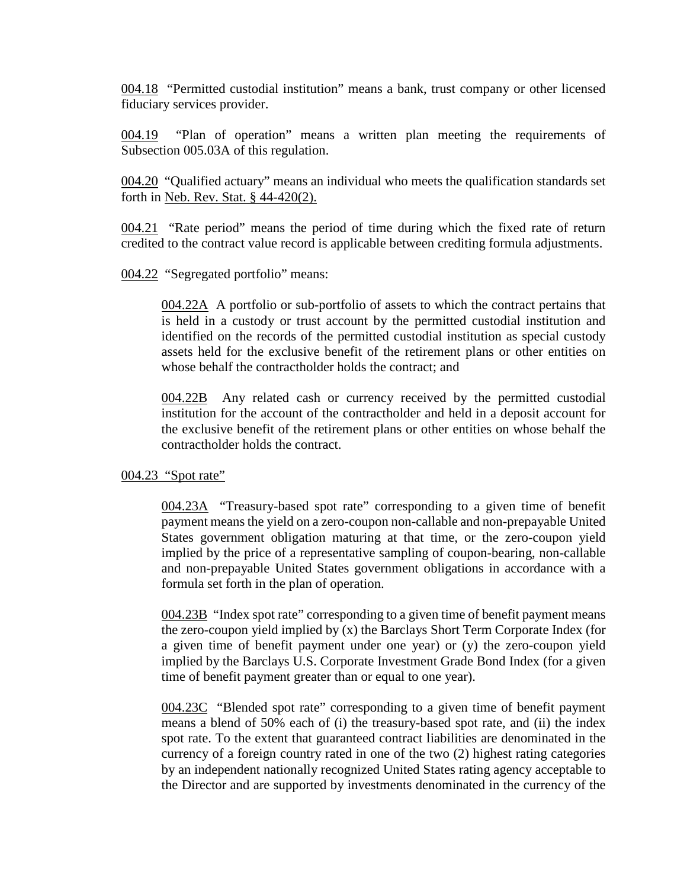004.18 "Permitted custodial institution" means a bank, trust company or other licensed fiduciary services provider.

004.19 "Plan of operation" means a written plan meeting the requirements of Subsection 005.03A of this regulation.

004.20 "Qualified actuary" means an individual who meets the qualification standards set forth in Neb. Rev. Stat. § 44-420(2).

004.21 "Rate period" means the period of time during which the fixed rate of return credited to the contract value record is applicable between crediting formula adjustments.

004.22 "Segregated portfolio" means:

> 004.22A A portfolio or sub-portfolio of assets to which the contract pertains that is held in a custody or trust account by the permitted custodial institution and identified on the records of the permitted custodial institution as special custody assets held for the exclusive benefit of the retirement plans or other entities on whose behalf the contractholder holds the contract; and
>
> 004.22B Any related cash or currency received by the permitted custodial institution for the account of the contractholder and held in a deposit account for the exclusive benefit of the retirement plans or other entities on whose behalf the contractholder holds the contract.

004.23 "Spot rate"

> 004.23A "Treasury-based spot rate" corresponding to a given time of benefit payment means the yield on a zero-coupon non-callable and non-prepayable United States government obligation maturing at that time, or the zero-coupon yield implied by the price of a representative sampling of coupon-bearing, non-callable and non-prepayable United States government obligations in accordance with a formula set forth in the plan of operation.
>
> 004.23B "Index spot rate" corresponding to a given time of benefit payment means the zero-coupon yield implied by (x) the Barclays Short Term Corporate Index (for a given time of benefit payment under one year) or (y) the zero-coupon yield implied by the Barclays U.S. Corporate Investment Grade Bond Index (for a given time of benefit payment greater than or equal to one year).
>
> 004.23C "Blended spot rate" corresponding to a given time of benefit payment means a blend of 50% each of (i) the treasury-based spot rate, and (ii) the index spot rate. To the extent that guaranteed contract liabilities are denominated in the currency of a foreign country rated in one of the two (2) highest rating categories by an independent nationally recognized United States rating agency acceptable to the Director and are supported by investments denominated in the currency of the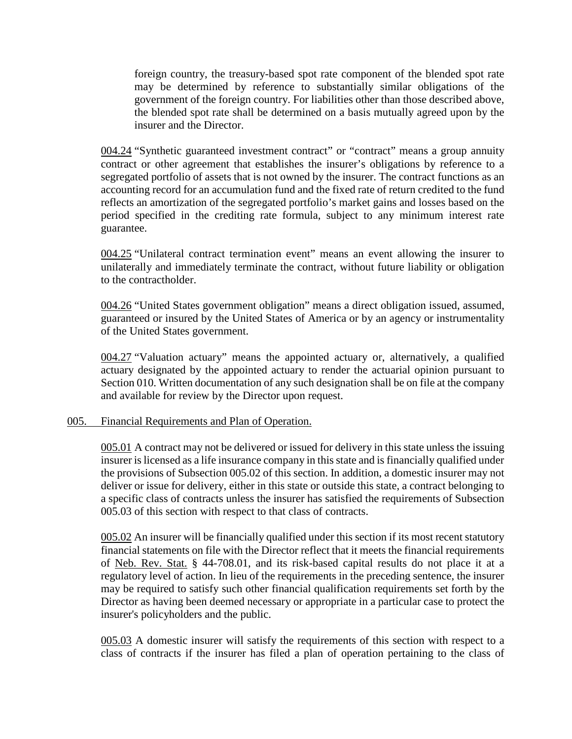foreign country, the treasury-based spot rate component of the blended spot rate may be determined by reference to substantially similar obligations of the government of the foreign country. For liabilities other than those described above, the blended spot rate shall be determined on a basis mutually agreed upon by the insurer and the Director.

004.24 "Synthetic guaranteed investment contract" or "contract" means a group annuity contract or other agreement that establishes the insurer's obligations by reference to a segregated portfolio of assets that is not owned by the insurer. The contract functions as an accounting record for an accumulation fund and the fixed rate of return credited to the fund reflects an amortization of the segregated portfolio's market gains and losses based on the period specified in the crediting rate formula, subject to any minimum interest rate guarantee.

004.25 "Unilateral contract termination event" means an event allowing the insurer to unilaterally and immediately terminate the contract, without future liability or obligation to the contractholder.

004.26 "United States government obligation" means a direct obligation issued, assumed, guaranteed or insured by the United States of America or by an agency or instrumentality of the United States government.

004.27 "Valuation actuary" means the appointed actuary or, alternatively, a qualified actuary designated by the appointed actuary to render the actuarial opinion pursuant to Section 010. Written documentation of any such designation shall be on file at the company and available for review by the Director upon request.

## 005. Financial Requirements and Plan of Operation.

005.01 A contract may not be delivered or issued for delivery in this state unless the issuing insurer is licensed as a life insurance company in this state and is financially qualified under the provisions of Subsection 005.02 of this section. In addition, a domestic insurer may not deliver or issue for delivery, either in this state or outside this state, a contract belonging to a specific class of contracts unless the insurer has satisfied the requirements of Subsection 005.03 of this section with respect to that class of contracts.

005.02 An insurer will be financially qualified under this section if its most recent statutory financial statements on file with the Director reflect that it meets the financial requirements of Neb. Rev. Stat. § 44-708.01, and its risk-based capital results do not place it at a regulatory level of action. In lieu of the requirements in the preceding sentence, the insurer may be required to satisfy such other financial qualification requirements set forth by the Director as having been deemed necessary or appropriate in a particular case to protect the insurer's policyholders and the public.

005.03 A domestic insurer will satisfy the requirements of this section with respect to a class of contracts if the insurer has filed a plan of operation pertaining to the class of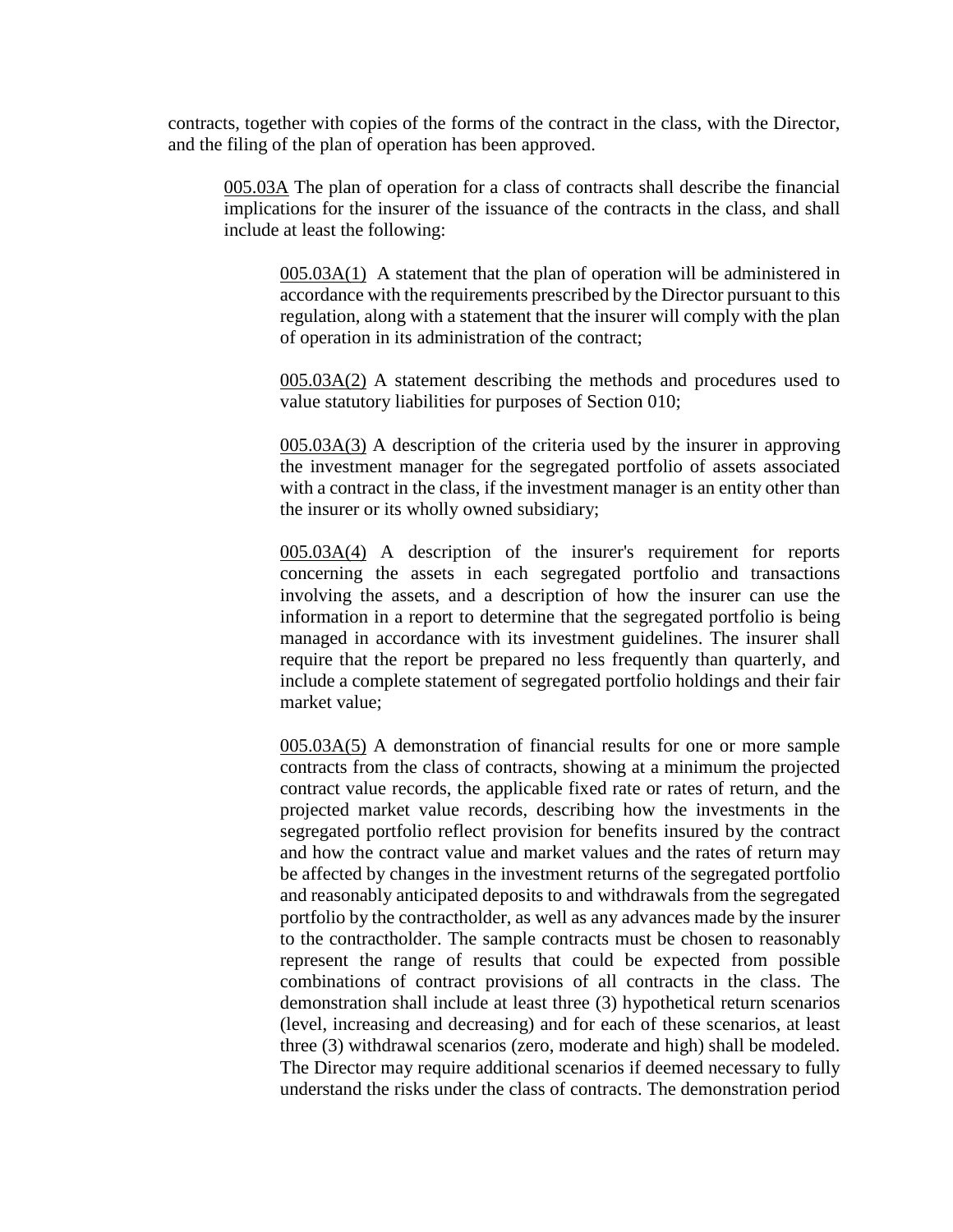contracts, together with copies of the forms of the contract in the class, with the Director, and the filing of the plan of operation has been approved.

005.03A The plan of operation for a class of contracts shall describe the financial implications for the insurer of the issuance of the contracts in the class, and shall include at least the following:

005.03A(1) A statement that the plan of operation will be administered in accordance with the requirements prescribed by the Director pursuant to this regulation, along with a statement that the insurer will comply with the plan of operation in its administration of the contract;

005.03A(2) A statement describing the methods and procedures used to value statutory liabilities for purposes of Section 010;

005.03A(3) A description of the criteria used by the insurer in approving the investment manager for the segregated portfolio of assets associated with a contract in the class, if the investment manager is an entity other than the insurer or its wholly owned subsidiary;

005.03A(4) A description of the insurer's requirement for reports concerning the assets in each segregated portfolio and transactions involving the assets, and a description of how the insurer can use the information in a report to determine that the segregated portfolio is being managed in accordance with its investment guidelines. The insurer shall require that the report be prepared no less frequently than quarterly, and include a complete statement of segregated portfolio holdings and their fair market value;

005.03A(5) A demonstration of financial results for one or more sample contracts from the class of contracts, showing at a minimum the projected contract value records, the applicable fixed rate or rates of return, and the projected market value records, describing how the investments in the segregated portfolio reflect provision for benefits insured by the contract and how the contract value and market values and the rates of return may be affected by changes in the investment returns of the segregated portfolio and reasonably anticipated deposits to and withdrawals from the segregated portfolio by the contractholder, as well as any advances made by the insurer to the contractholder. The sample contracts must be chosen to reasonably represent the range of results that could be expected from possible combinations of contract provisions of all contracts in the class. The demonstration shall include at least three (3) hypothetical return scenarios (level, increasing and decreasing) and for each of these scenarios, at least three (3) withdrawal scenarios (zero, moderate and high) shall be modeled. The Director may require additional scenarios if deemed necessary to fully understand the risks under the class of contracts. The demonstration period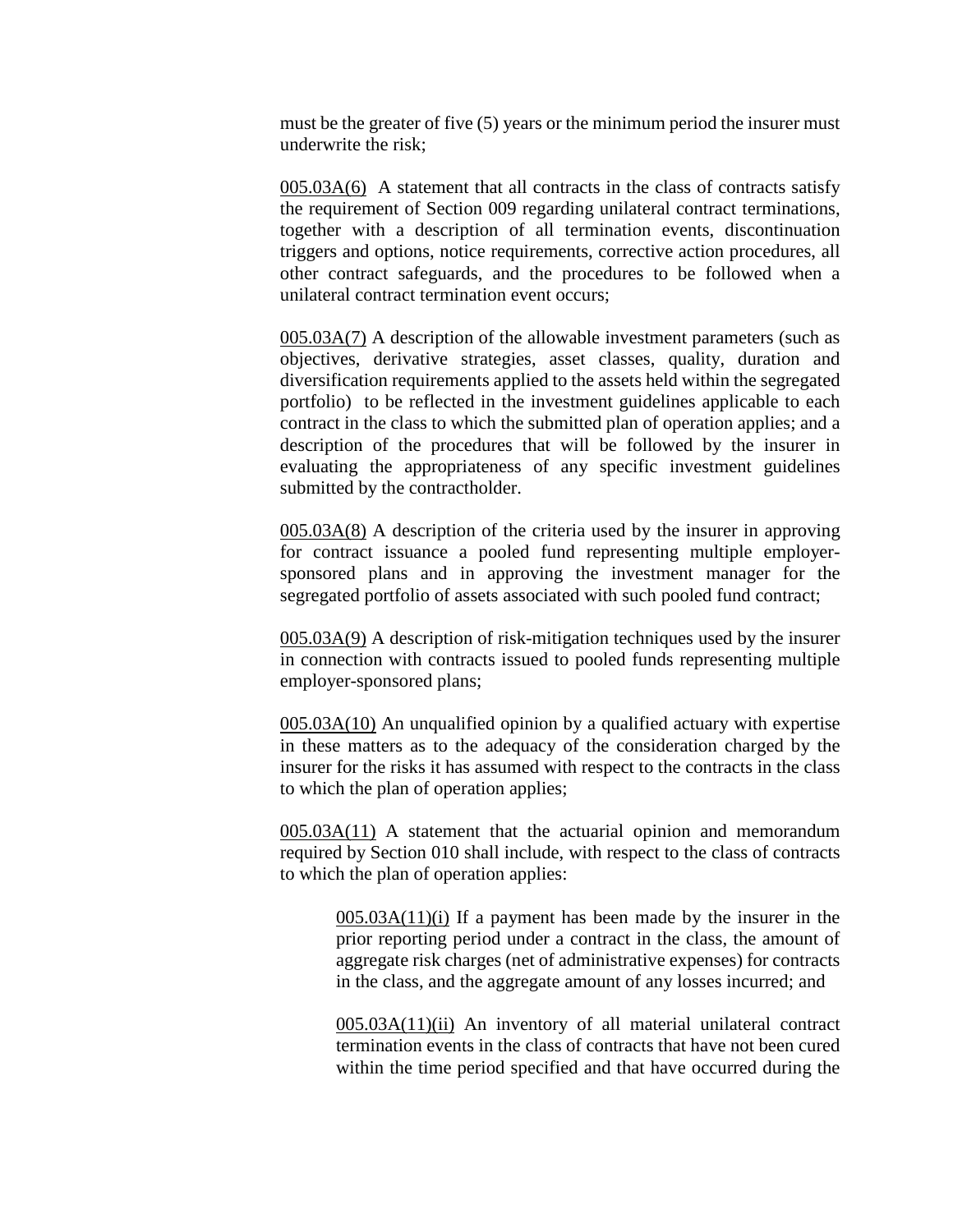must be the greater of five (5) years or the minimum period the insurer must underwrite the risk;

005.03A(6) A statement that all contracts in the class of contracts satisfy the requirement of Section 009 regarding unilateral contract terminations, together with a description of all termination events, discontinuation triggers and options, notice requirements, corrective action procedures, all other contract safeguards, and the procedures to be followed when a unilateral contract termination event occurs;

005.03A(7) A description of the allowable investment parameters (such as objectives, derivative strategies, asset classes, quality, duration and diversification requirements applied to the assets held within the segregated portfolio) to be reflected in the investment guidelines applicable to each contract in the class to which the submitted plan of operation applies; and a description of the procedures that will be followed by the insurer in evaluating the appropriateness of any specific investment guidelines submitted by the contractholder.

005.03A(8) A description of the criteria used by the insurer in approving for contract issuance a pooled fund representing multiple employer-sponsored plans and in approving the investment manager for the segregated portfolio of assets associated with such pooled fund contract;

005.03A(9) A description of risk-mitigation techniques used by the insurer in connection with contracts issued to pooled funds representing multiple employer-sponsored plans;

005.03A(10) An unqualified opinion by a qualified actuary with expertise in these matters as to the adequacy of the consideration charged by the insurer for the risks it has assumed with respect to the contracts in the class to which the plan of operation applies;

005.03A(11) A statement that the actuarial opinion and memorandum required by Section 010 shall include, with respect to the class of contracts to which the plan of operation applies:

005.03A(11)(i) If a payment has been made by the insurer in the prior reporting period under a contract in the class, the amount of aggregate risk charges (net of administrative expenses) for contracts in the class, and the aggregate amount of any losses incurred; and

005.03A(11)(ii) An inventory of all material unilateral contract termination events in the class of contracts that have not been cured within the time period specified and that have occurred during the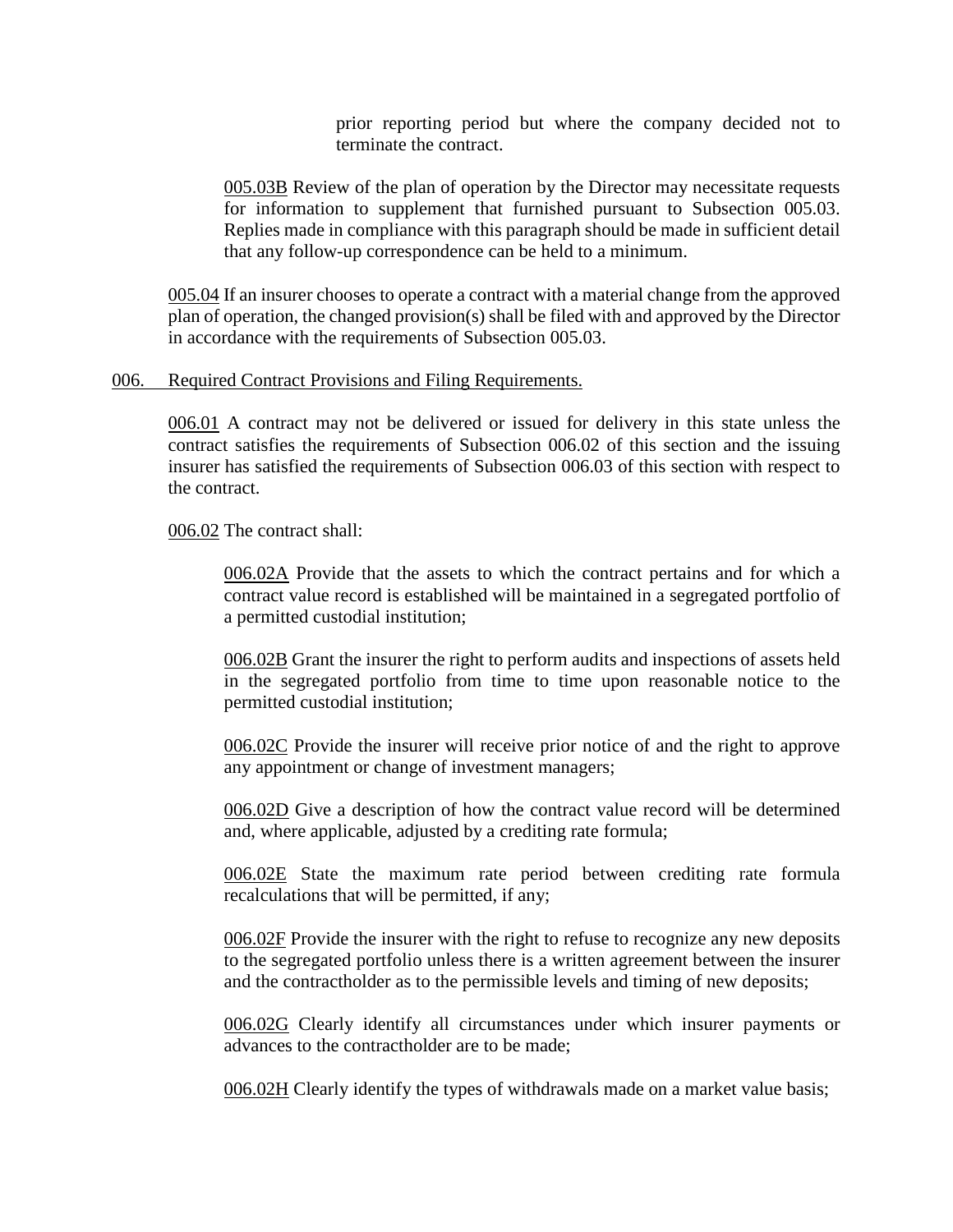prior reporting period but where the company decided not to terminate the contract.

005.03B Review of the plan of operation by the Director may necessitate requests for information to supplement that furnished pursuant to Subsection 005.03. Replies made in compliance with this paragraph should be made in sufficient detail that any follow-up correspondence can be held to a minimum.

005.04 If an insurer chooses to operate a contract with a material change from the approved plan of operation, the changed provision(s) shall be filed with and approved by the Director in accordance with the requirements of Subsection 005.03.

006. Required Contract Provisions and Filing Requirements.

006.01 A contract may not be delivered or issued for delivery in this state unless the contract satisfies the requirements of Subsection 006.02 of this section and the issuing insurer has satisfied the requirements of Subsection 006.03 of this section with respect to the contract.

006.02 The contract shall:

006.02A Provide that the assets to which the contract pertains and for which a contract value record is established will be maintained in a segregated portfolio of a permitted custodial institution;

006.02B Grant the insurer the right to perform audits and inspections of assets held in the segregated portfolio from time to time upon reasonable notice to the permitted custodial institution;

006.02C Provide the insurer will receive prior notice of and the right to approve any appointment or change of investment managers;

006.02D Give a description of how the contract value record will be determined and, where applicable, adjusted by a crediting rate formula;

006.02E State the maximum rate period between crediting rate formula recalculations that will be permitted, if any;

006.02F Provide the insurer with the right to refuse to recognize any new deposits to the segregated portfolio unless there is a written agreement between the insurer and the contractholder as to the permissible levels and timing of new deposits;

006.02G Clearly identify all circumstances under which insurer payments or advances to the contractholder are to be made;

006.02H Clearly identify the types of withdrawals made on a market value basis;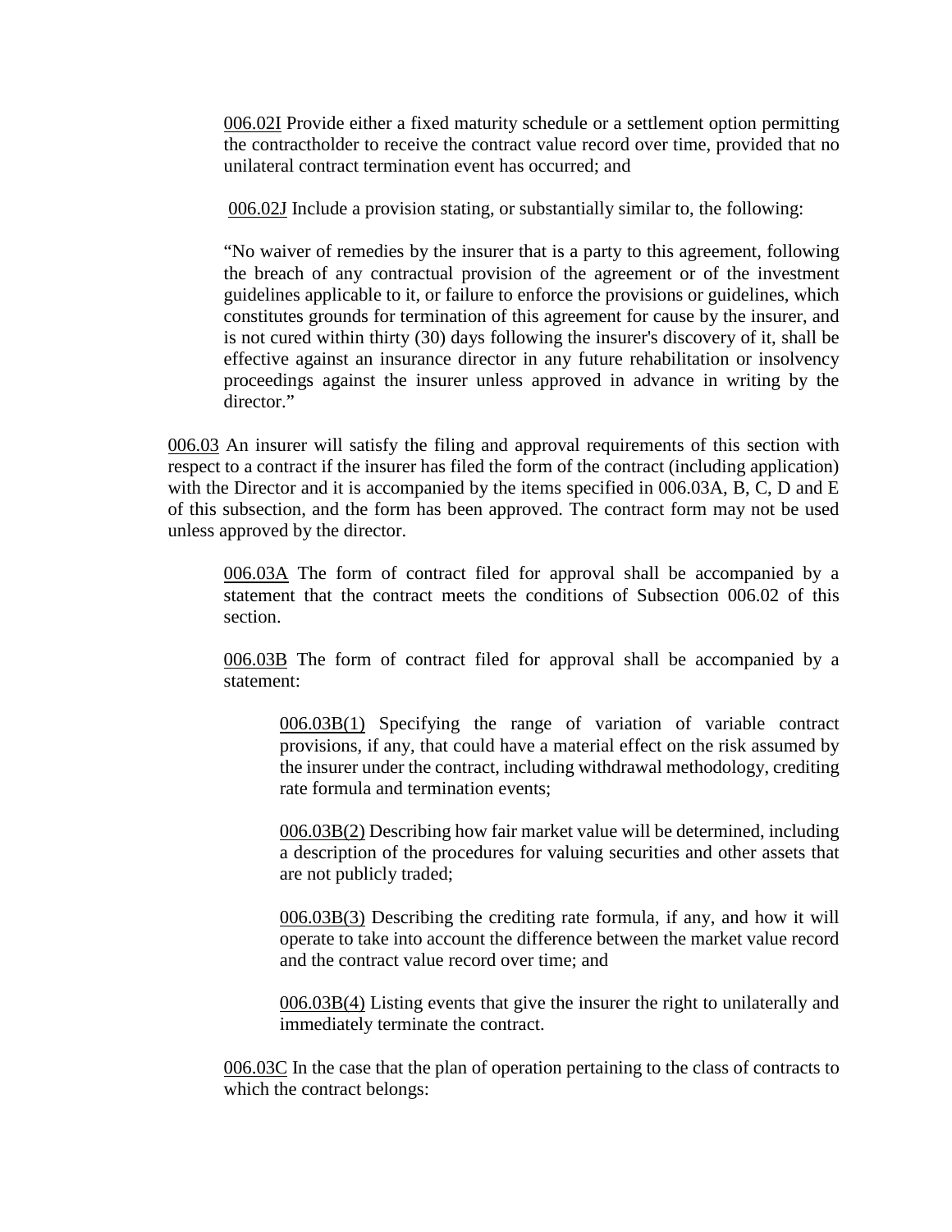<u>006.02I</u> Provide either a fixed maturity schedule or a settlement option permitting the contractholder to receive the contract value record over time, provided that no unilateral contract termination event has occurred; and

<u>006.02J</u> Include a provision stating, or substantially similar to, the following:

"No waiver of remedies by the insurer that is a party to this agreement, following the breach of any contractual provision of the agreement or of the investment guidelines applicable to it, or failure to enforce the provisions or guidelines, which constitutes grounds for termination of this agreement for cause by the insurer, and is not cured within thirty (30) days following the insurer's discovery of it, shall be effective against an insurance director in any future rehabilitation or insolvency proceedings against the insurer unless approved in advance in writing by the director."

<u>006.03</u> An insurer will satisfy the filing and approval requirements of this section with respect to a contract if the insurer has filed the form of the contract (including application) with the Director and it is accompanied by the items specified in 006.03A, B, C, D and E of this subsection, and the form has been approved. The contract form may not be used unless approved by the director.

<u>006.03A</u> The form of contract filed for approval shall be accompanied by a statement that the contract meets the conditions of Subsection 006.02 of this section.

<u>006.03B</u> The form of contract filed for approval shall be accompanied by a statement:

<u>006.03B(1)</u> Specifying the range of variation of variable contract provisions, if any, that could have a material effect on the risk assumed by the insurer under the contract, including withdrawal methodology, crediting rate formula and termination events;

<u>006.03B(2)</u> Describing how fair market value will be determined, including a description of the procedures for valuing securities and other assets that are not publicly traded;

<u>006.03B(3)</u> Describing the crediting rate formula, if any, and how it will operate to take into account the difference between the market value record and the contract value record over time; and

<u>006.03B(4)</u> Listing events that give the insurer the right to unilaterally and immediately terminate the contract.

<u>006.03C</u> In the case that the plan of operation pertaining to the class of contracts to which the contract belongs: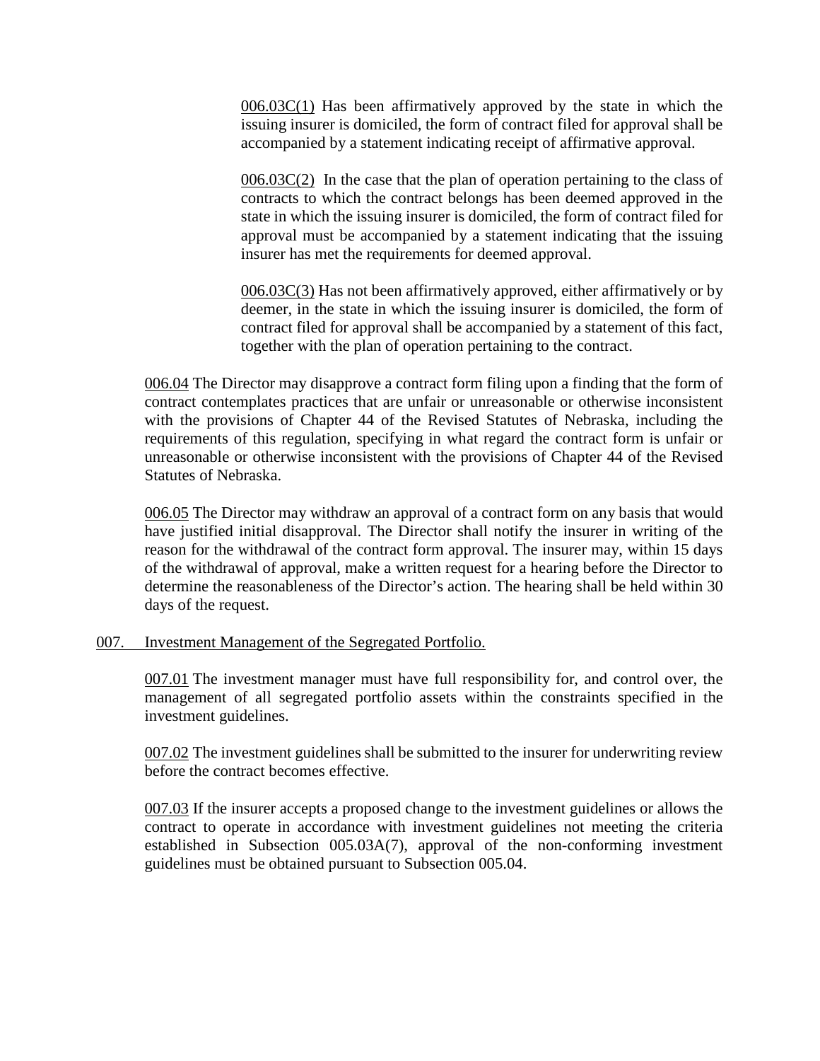006.03C(1) Has been affirmatively approved by the state in which the issuing insurer is domiciled, the form of contract filed for approval shall be accompanied by a statement indicating receipt of affirmative approval.

006.03C(2) In the case that the plan of operation pertaining to the class of contracts to which the contract belongs has been deemed approved in the state in which the issuing insurer is domiciled, the form of contract filed for approval must be accompanied by a statement indicating that the issuing insurer has met the requirements for deemed approval.

006.03C(3) Has not been affirmatively approved, either affirmatively or by deemer, in the state in which the issuing insurer is domiciled, the form of contract filed for approval shall be accompanied by a statement of this fact, together with the plan of operation pertaining to the contract.

006.04 The Director may disapprove a contract form filing upon a finding that the form of contract contemplates practices that are unfair or unreasonable or otherwise inconsistent with the provisions of Chapter 44 of the Revised Statutes of Nebraska, including the requirements of this regulation, specifying in what regard the contract form is unfair or unreasonable or otherwise inconsistent with the provisions of Chapter 44 of the Revised Statutes of Nebraska.

006.05 The Director may withdraw an approval of a contract form on any basis that would have justified initial disapproval. The Director shall notify the insurer in writing of the reason for the withdrawal of the contract form approval. The insurer may, within 15 days of the withdrawal of approval, make a written request for a hearing before the Director to determine the reasonableness of the Director's action. The hearing shall be held within 30 days of the request.

007. Investment Management of the Segregated Portfolio.

007.01 The investment manager must have full responsibility for, and control over, the management of all segregated portfolio assets within the constraints specified in the investment guidelines.

007.02 The investment guidelines shall be submitted to the insurer for underwriting review before the contract becomes effective.

007.03 If the insurer accepts a proposed change to the investment guidelines or allows the contract to operate in accordance with investment guidelines not meeting the criteria established in Subsection 005.03A(7), approval of the non-conforming investment guidelines must be obtained pursuant to Subsection 005.04.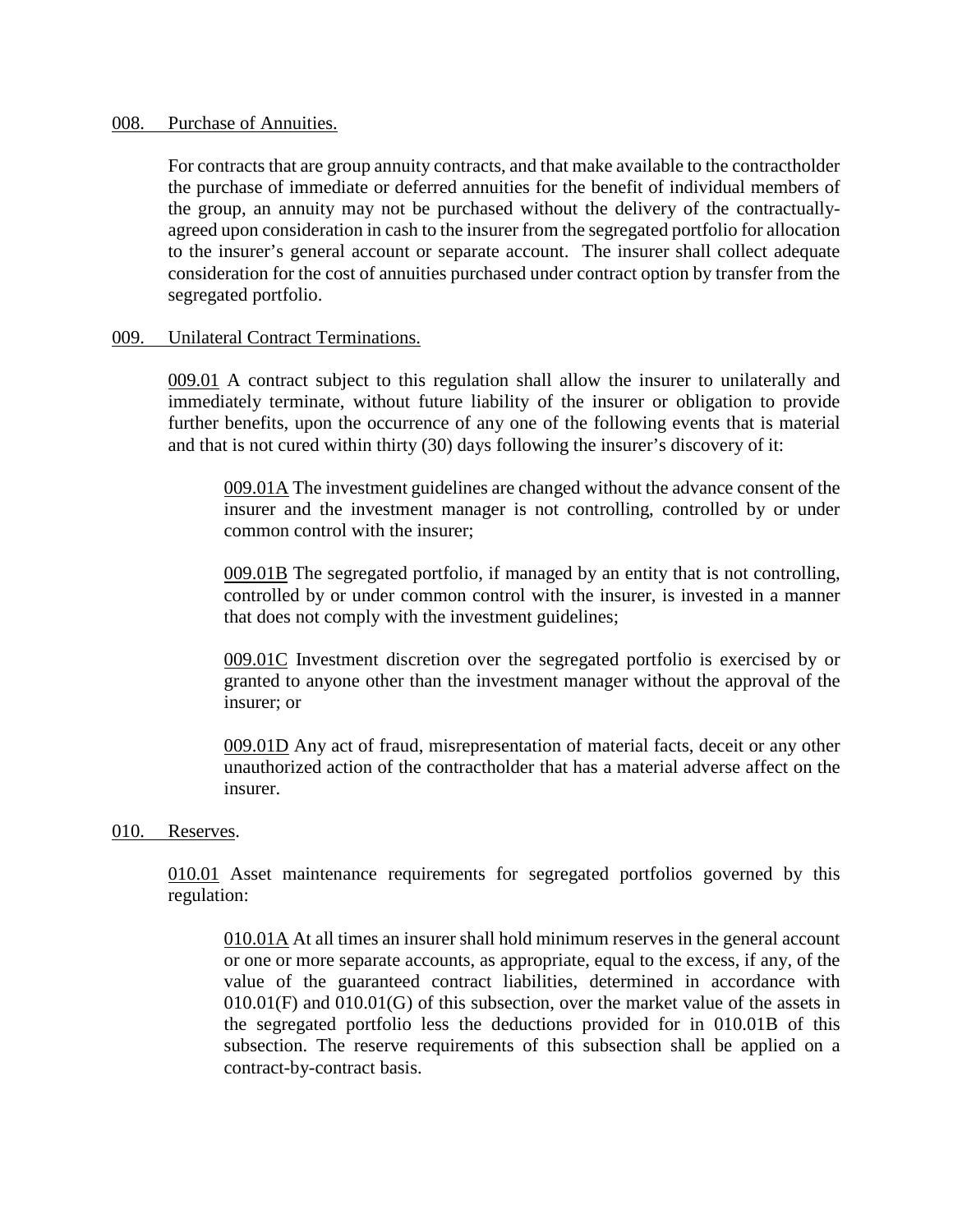## 008. Purchase of Annuities.

For contracts that are group annuity contracts, and that make available to the contractholder the purchase of immediate or deferred annuities for the benefit of individual members of the group, an annuity may not be purchased without the delivery of the contractually-agreed upon consideration in cash to the insurer from the segregated portfolio for allocation to the insurer's general account or separate account. The insurer shall collect adequate consideration for the cost of annuities purchased under contract option by transfer from the segregated portfolio.

## 009. Unilateral Contract Terminations.

009.01 A contract subject to this regulation shall allow the insurer to unilaterally and immediately terminate, without future liability of the insurer or obligation to provide further benefits, upon the occurrence of any one of the following events that is material and that is not cured within thirty (30) days following the insurer's discovery of it:

009.01A The investment guidelines are changed without the advance consent of the insurer and the investment manager is not controlling, controlled by or under common control with the insurer;

009.01B The segregated portfolio, if managed by an entity that is not controlling, controlled by or under common control with the insurer, is invested in a manner that does not comply with the investment guidelines;

009.01C Investment discretion over the segregated portfolio is exercised by or granted to anyone other than the investment manager without the approval of the insurer; or

009.01D Any act of fraud, misrepresentation of material facts, deceit or any other unauthorized action of the contractholder that has a material adverse affect on the insurer.

## 010. Reserves.

010.01 Asset maintenance requirements for segregated portfolios governed by this regulation:

010.01A At all times an insurer shall hold minimum reserves in the general account or one or more separate accounts, as appropriate, equal to the excess, if any, of the value of the guaranteed contract liabilities, determined in accordance with 010.01(F) and 010.01(G) of this subsection, over the market value of the assets in the segregated portfolio less the deductions provided for in 010.01B of this subsection. The reserve requirements of this subsection shall be applied on a contract-by-contract basis.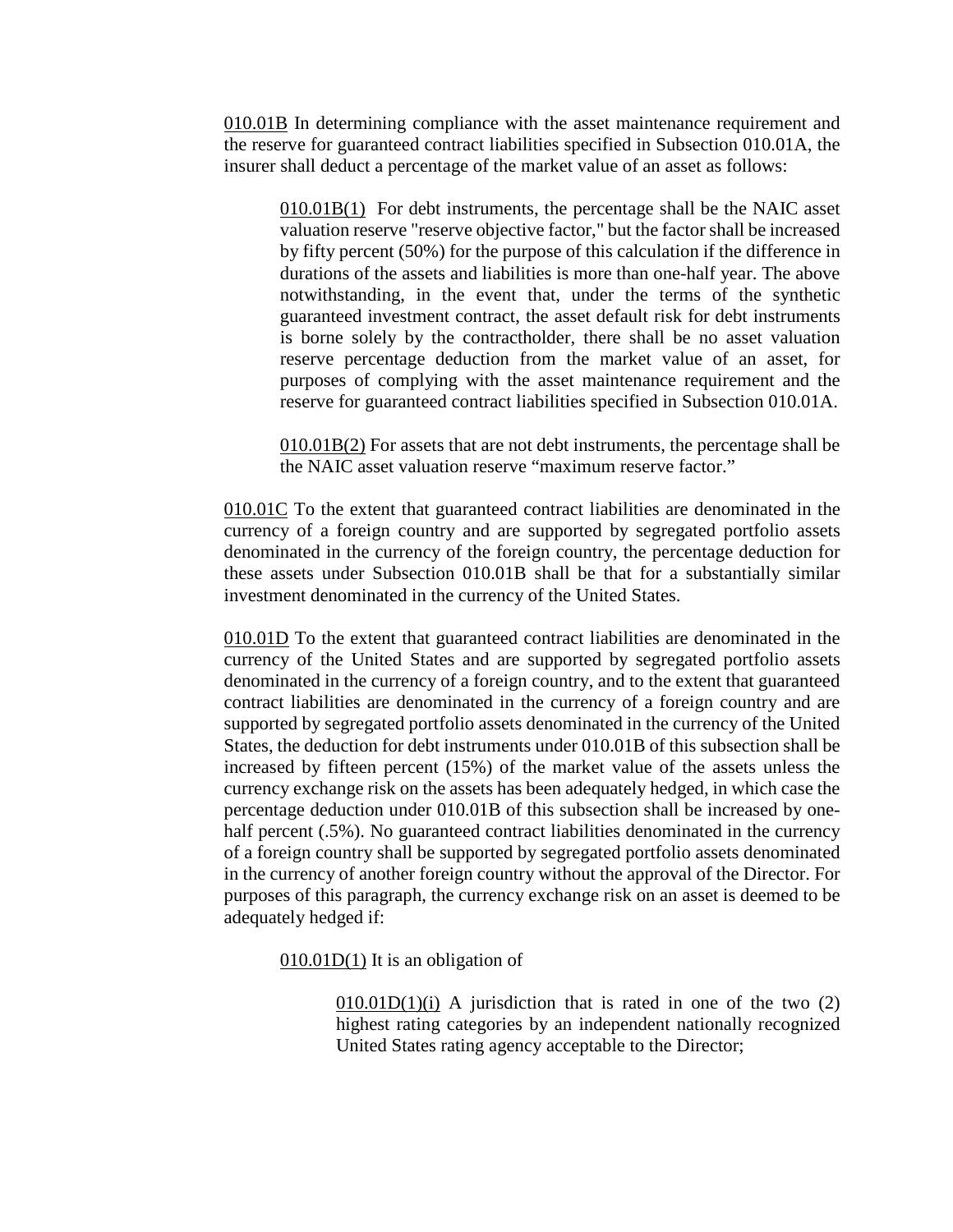010.01B In determining compliance with the asset maintenance requirement and the reserve for guaranteed contract liabilities specified in Subsection 010.01A, the insurer shall deduct a percentage of the market value of an asset as follows:

> 010.01B(1) For debt instruments, the percentage shall be the NAIC asset valuation reserve "reserve objective factor," but the factor shall be increased by fifty percent (50%) for the purpose of this calculation if the difference in durations of the assets and liabilities is more than one-half year. The above notwithstanding, in the event that, under the terms of the synthetic guaranteed investment contract, the asset default risk for debt instruments is borne solely by the contractholder, there shall be no asset valuation reserve percentage deduction from the market value of an asset, for purposes of complying with the asset maintenance requirement and the reserve for guaranteed contract liabilities specified in Subsection 010.01A.
>
> 010.01B(2) For assets that are not debt instruments, the percentage shall be the NAIC asset valuation reserve "maximum reserve factor."

010.01C To the extent that guaranteed contract liabilities are denominated in the currency of a foreign country and are supported by segregated portfolio assets denominated in the currency of the foreign country, the percentage deduction for these assets under Subsection 010.01B shall be that for a substantially similar investment denominated in the currency of the United States.

010.01D To the extent that guaranteed contract liabilities are denominated in the currency of the United States and are supported by segregated portfolio assets denominated in the currency of a foreign country, and to the extent that guaranteed contract liabilities are denominated in the currency of a foreign country and are supported by segregated portfolio assets denominated in the currency of the United States, the deduction for debt instruments under 010.01B of this subsection shall be increased by fifteen percent (15%) of the market value of the assets unless the currency exchange risk on the assets has been adequately hedged, in which case the percentage deduction under 010.01B of this subsection shall be increased by one-half percent (.5%). No guaranteed contract liabilities denominated in the currency of a foreign country shall be supported by segregated portfolio assets denominated in the currency of another foreign country without the approval of the Director. For purposes of this paragraph, the currency exchange risk on an asset is deemed to be adequately hedged if:

> 010.01D(1) It is an obligation of
>
> > 010.01D(1)(i) A jurisdiction that is rated in one of the two (2) highest rating categories by an independent nationally recognized United States rating agency acceptable to the Director;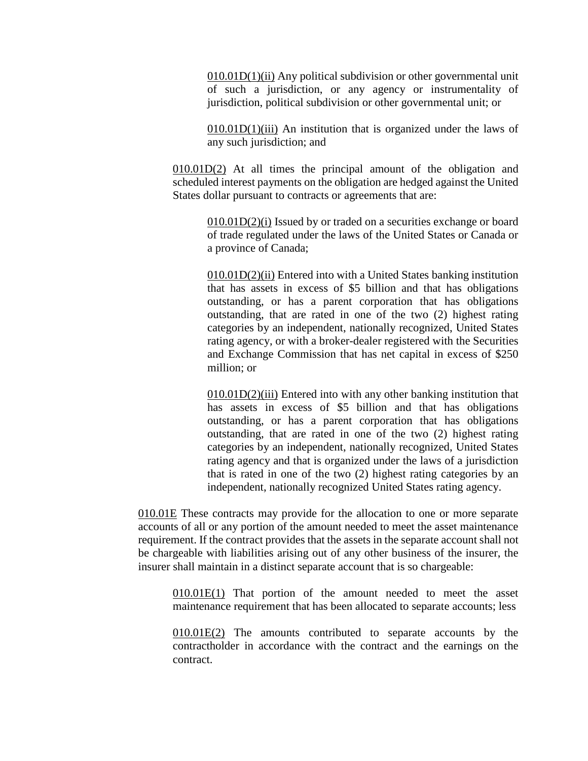<u>010.01D(1)(ii)</u> Any political subdivision or other governmental unit of such a jurisdiction, or any agency or instrumentality of jurisdiction, political subdivision or other governmental unit; or

<u>010.01D(1)(iii)</u> An institution that is organized under the laws of any such jurisdiction; and

<u>010.01D(2)</u> At all times the principal amount of the obligation and scheduled interest payments on the obligation are hedged against the United States dollar pursuant to contracts or agreements that are:

<u>010.01D(2)(i)</u> Issued by or traded on a securities exchange or board of trade regulated under the laws of the United States or Canada or a province of Canada;

<u>010.01D(2)(ii)</u> Entered into with a United States banking institution that has assets in excess of $5 billion and that has obligations outstanding, or has a parent corporation that has obligations outstanding, that are rated in one of the two (2) highest rating categories by an independent, nationally recognized, United States rating agency, or with a broker-dealer registered with the Securities and Exchange Commission that has net capital in excess of $250 million; or

<u>010.01D(2)(iii)</u> Entered into with any other banking institution that has assets in excess of $5 billion and that has obligations outstanding, or has a parent corporation that has obligations outstanding, that are rated in one of the two (2) highest rating categories by an independent, nationally recognized, United States rating agency and that is organized under the laws of a jurisdiction that is rated in one of the two (2) highest rating categories by an independent, nationally recognized United States rating agency.

<u>010.01E</u> These contracts may provide for the allocation to one or more separate accounts of all or any portion of the amount needed to meet the asset maintenance requirement. If the contract provides that the assets in the separate account shall not be chargeable with liabilities arising out of any other business of the insurer, the insurer shall maintain in a distinct separate account that is so chargeable:

<u>010.01E(1)</u> That portion of the amount needed to meet the asset maintenance requirement that has been allocated to separate accounts; less

<u>010.01E(2)</u> The amounts contributed to separate accounts by the contractholder in accordance with the contract and the earnings on the contract.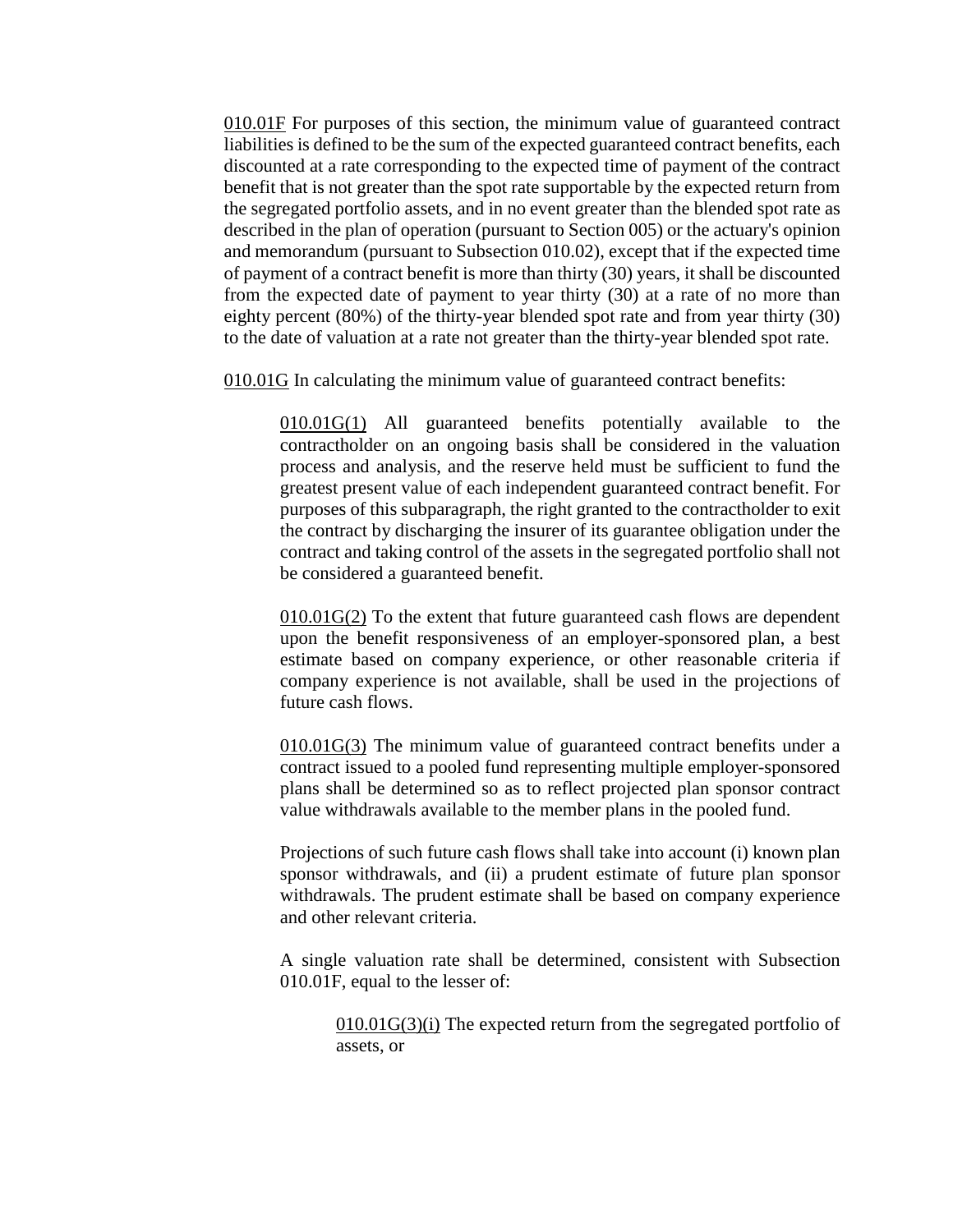010.01F For purposes of this section, the minimum value of guaranteed contract liabilities is defined to be the sum of the expected guaranteed contract benefits, each discounted at a rate corresponding to the expected time of payment of the contract benefit that is not greater than the spot rate supportable by the expected return from the segregated portfolio assets, and in no event greater than the blended spot rate as described in the plan of operation (pursuant to Section 005) or the actuary's opinion and memorandum (pursuant to Subsection 010.02), except that if the expected time of payment of a contract benefit is more than thirty (30) years, it shall be discounted from the expected date of payment to year thirty (30) at a rate of no more than eighty percent (80%) of the thirty-year blended spot rate and from year thirty (30) to the date of valuation at a rate not greater than the thirty-year blended spot rate.

010.01G In calculating the minimum value of guaranteed contract benefits:

> 010.01G(1) All guaranteed benefits potentially available to the contractholder on an ongoing basis shall be considered in the valuation process and analysis, and the reserve held must be sufficient to fund the greatest present value of each independent guaranteed contract benefit. For purposes of this subparagraph, the right granted to the contractholder to exit the contract by discharging the insurer of its guarantee obligation under the contract and taking control of the assets in the segregated portfolio shall not be considered a guaranteed benefit.
>
> 010.01G(2) To the extent that future guaranteed cash flows are dependent upon the benefit responsiveness of an employer-sponsored plan, a best estimate based on company experience, or other reasonable criteria if company experience is not available, shall be used in the projections of future cash flows.
>
> 010.01G(3) The minimum value of guaranteed contract benefits under a contract issued to a pooled fund representing multiple employer-sponsored plans shall be determined so as to reflect projected plan sponsor contract value withdrawals available to the member plans in the pooled fund.
>
> Projections of such future cash flows shall take into account (i) known plan sponsor withdrawals, and (ii) a prudent estimate of future plan sponsor withdrawals. The prudent estimate shall be based on company experience and other relevant criteria.
>
> A single valuation rate shall be determined, consistent with Subsection 010.01F, equal to the lesser of:
>
> > 010.01G(3)(i) The expected return from the segregated portfolio of assets, or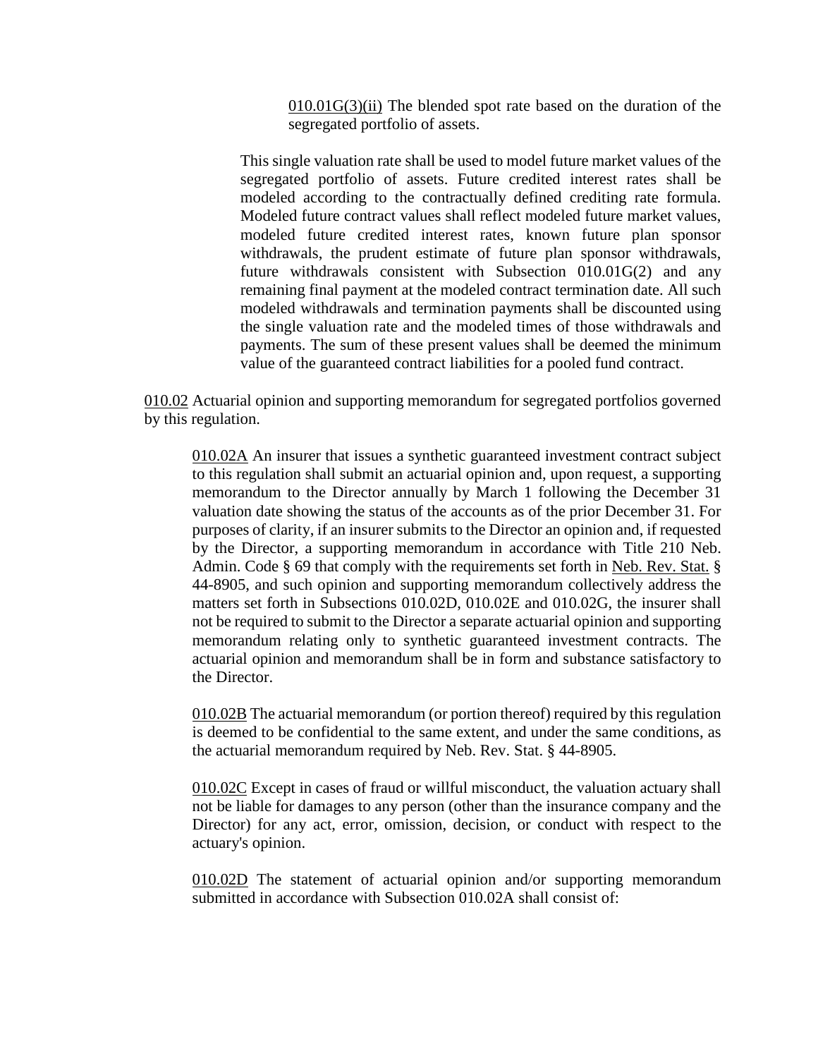010.01G(3)(ii) The blended spot rate based on the duration of the segregated portfolio of assets.

This single valuation rate shall be used to model future market values of the segregated portfolio of assets. Future credited interest rates shall be modeled according to the contractually defined crediting rate formula. Modeled future contract values shall reflect modeled future market values, modeled future credited interest rates, known future plan sponsor withdrawals, the prudent estimate of future plan sponsor withdrawals, future withdrawals consistent with Subsection 010.01G(2) and any remaining final payment at the modeled contract termination date. All such modeled withdrawals and termination payments shall be discounted using the single valuation rate and the modeled times of those withdrawals and payments. The sum of these present values shall be deemed the minimum value of the guaranteed contract liabilities for a pooled fund contract.

010.02 Actuarial opinion and supporting memorandum for segregated portfolios governed by this regulation.

010.02A An insurer that issues a synthetic guaranteed investment contract subject to this regulation shall submit an actuarial opinion and, upon request, a supporting memorandum to the Director annually by March 1 following the December 31 valuation date showing the status of the accounts as of the prior December 31. For purposes of clarity, if an insurer submits to the Director an opinion and, if requested by the Director, a supporting memorandum in accordance with Title 210 Neb. Admin. Code § 69 that comply with the requirements set forth in Neb. Rev. Stat. § 44-8905, and such opinion and supporting memorandum collectively address the matters set forth in Subsections 010.02D, 010.02E and 010.02G, the insurer shall not be required to submit to the Director a separate actuarial opinion and supporting memorandum relating only to synthetic guaranteed investment contracts. The actuarial opinion and memorandum shall be in form and substance satisfactory to the Director.

010.02B The actuarial memorandum (or portion thereof) required by this regulation is deemed to be confidential to the same extent, and under the same conditions, as the actuarial memorandum required by Neb. Rev. Stat. § 44-8905.

010.02C Except in cases of fraud or willful misconduct, the valuation actuary shall not be liable for damages to any person (other than the insurance company and the Director) for any act, error, omission, decision, or conduct with respect to the actuary's opinion.

010.02D The statement of actuarial opinion and/or supporting memorandum submitted in accordance with Subsection 010.02A shall consist of: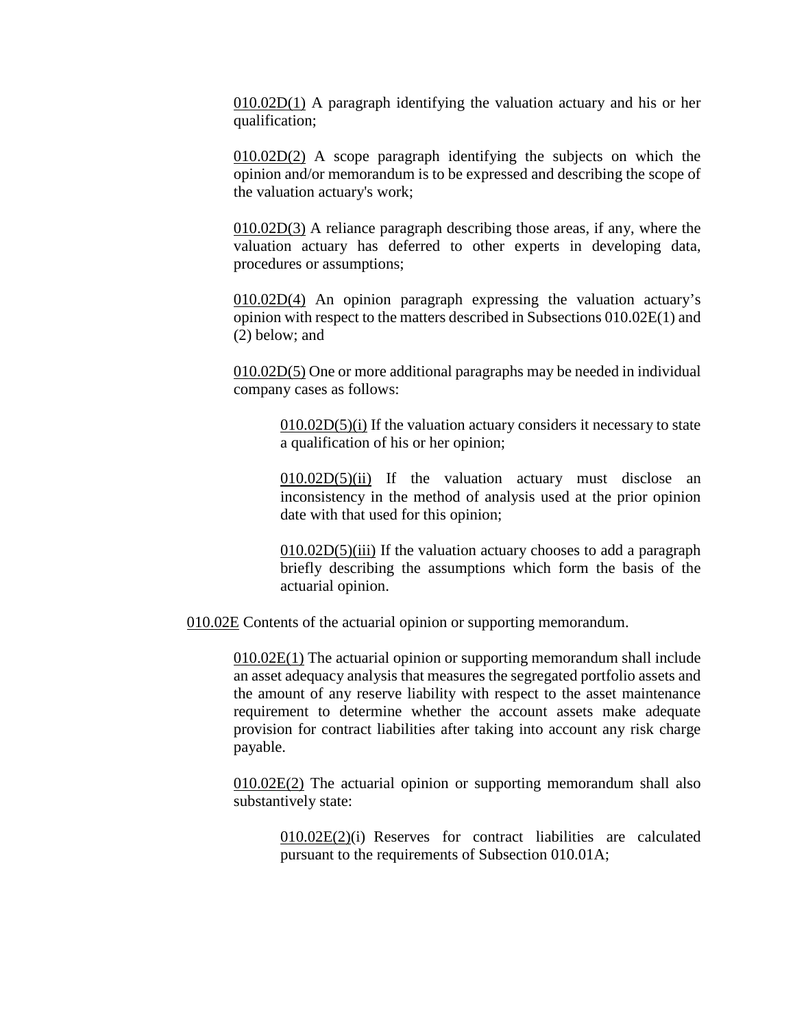010.02D(1) A paragraph identifying the valuation actuary and his or her qualification;

010.02D(2) A scope paragraph identifying the subjects on which the opinion and/or memorandum is to be expressed and describing the scope of the valuation actuary's work;

010.02D(3) A reliance paragraph describing those areas, if any, where the valuation actuary has deferred to other experts in developing data, procedures or assumptions;

010.02D(4) An opinion paragraph expressing the valuation actuary's opinion with respect to the matters described in Subsections 010.02E(1) and (2) below; and

010.02D(5) One or more additional paragraphs may be needed in individual company cases as follows:

010.02D(5)(i) If the valuation actuary considers it necessary to state a qualification of his or her opinion;

010.02D(5)(ii) If the valuation actuary must disclose an inconsistency in the method of analysis used at the prior opinion date with that used for this opinion;

010.02D(5)(iii) If the valuation actuary chooses to add a paragraph briefly describing the assumptions which form the basis of the actuarial opinion.

010.02E Contents of the actuarial opinion or supporting memorandum.

010.02E(1) The actuarial opinion or supporting memorandum shall include an asset adequacy analysis that measures the segregated portfolio assets and the amount of any reserve liability with respect to the asset maintenance requirement to determine whether the account assets make adequate provision for contract liabilities after taking into account any risk charge payable.

010.02E(2) The actuarial opinion or supporting memorandum shall also substantively state:

010.02E(2)(i) Reserves for contract liabilities are calculated pursuant to the requirements of Subsection 010.01A;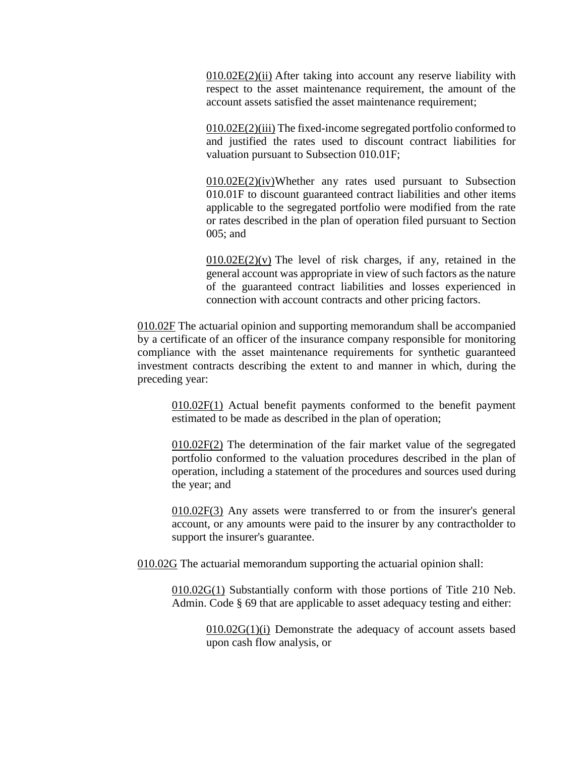010.02E(2)(ii) After taking into account any reserve liability with respect to the asset maintenance requirement, the amount of the account assets satisfied the asset maintenance requirement;

010.02E(2)(iii) The fixed-income segregated portfolio conformed to and justified the rates used to discount contract liabilities for valuation pursuant to Subsection 010.01F;

010.02E(2)(iv)Whether any rates used pursuant to Subsection 010.01F to discount guaranteed contract liabilities and other items applicable to the segregated portfolio were modified from the rate or rates described in the plan of operation filed pursuant to Section 005; and

010.02E(2)(v) The level of risk charges, if any, retained in the general account was appropriate in view of such factors as the nature of the guaranteed contract liabilities and losses experienced in connection with account contracts and other pricing factors.

010.02F The actuarial opinion and supporting memorandum shall be accompanied by a certificate of an officer of the insurance company responsible for monitoring compliance with the asset maintenance requirements for synthetic guaranteed investment contracts describing the extent to and manner in which, during the preceding year:

010.02F(1) Actual benefit payments conformed to the benefit payment estimated to be made as described in the plan of operation;

010.02F(2) The determination of the fair market value of the segregated portfolio conformed to the valuation procedures described in the plan of operation, including a statement of the procedures and sources used during the year; and

010.02F(3) Any assets were transferred to or from the insurer's general account, or any amounts were paid to the insurer by any contractholder to support the insurer's guarantee.

010.02G The actuarial memorandum supporting the actuarial opinion shall:

010.02G(1) Substantially conform with those portions of Title 210 Neb. Admin. Code § 69 that are applicable to asset adequacy testing and either:

010.02G(1)(i) Demonstrate the adequacy of account assets based upon cash flow analysis, or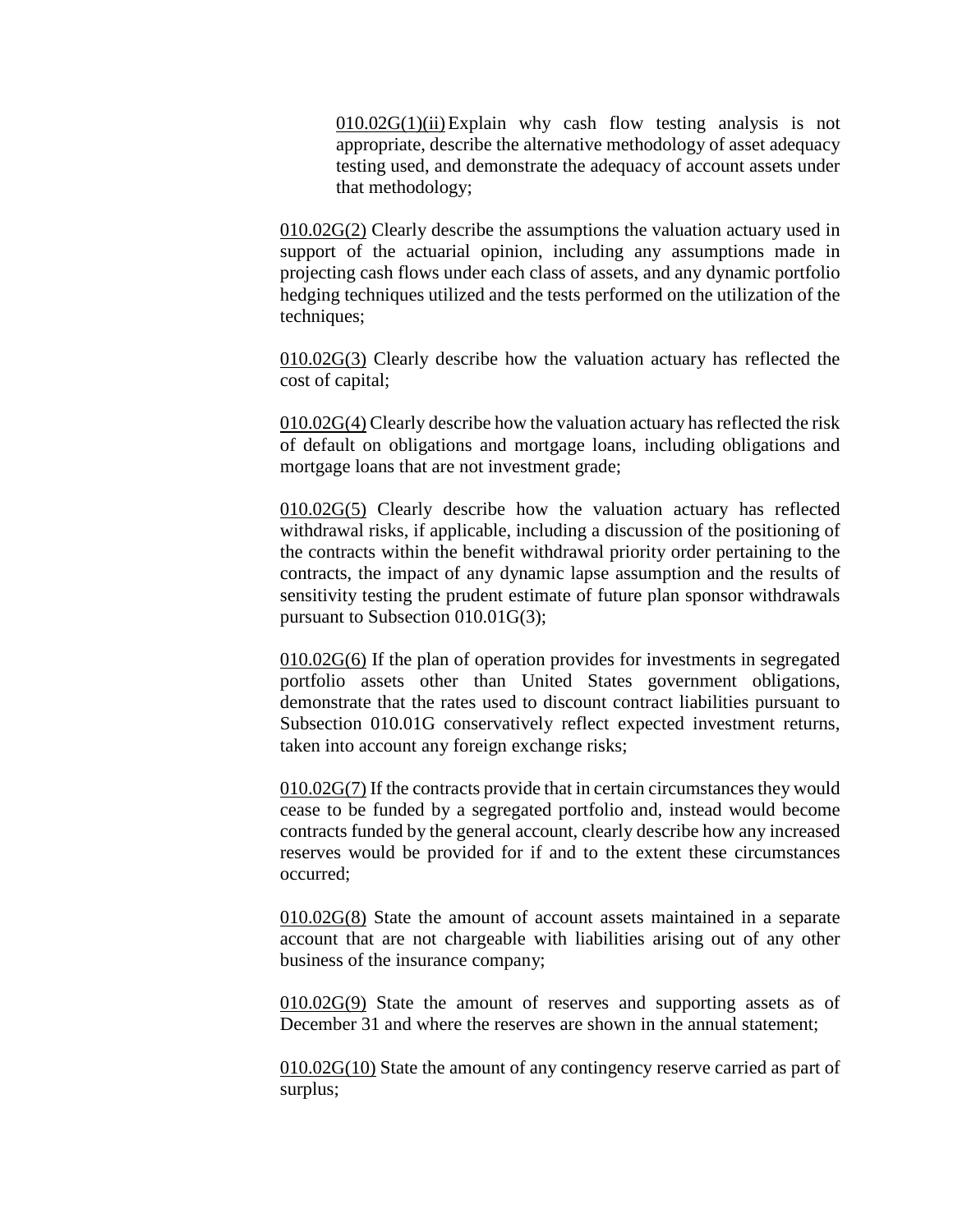010.02G(1)(ii) Explain why cash flow testing analysis is not appropriate, describe the alternative methodology of asset adequacy testing used, and demonstrate the adequacy of account assets under that methodology;

010.02G(2) Clearly describe the assumptions the valuation actuary used in support of the actuarial opinion, including any assumptions made in projecting cash flows under each class of assets, and any dynamic portfolio hedging techniques utilized and the tests performed on the utilization of the techniques;

010.02G(3) Clearly describe how the valuation actuary has reflected the cost of capital;

010.02G(4) Clearly describe how the valuation actuary has reflected the risk of default on obligations and mortgage loans, including obligations and mortgage loans that are not investment grade;

010.02G(5) Clearly describe how the valuation actuary has reflected withdrawal risks, if applicable, including a discussion of the positioning of the contracts within the benefit withdrawal priority order pertaining to the contracts, the impact of any dynamic lapse assumption and the results of sensitivity testing the prudent estimate of future plan sponsor withdrawals pursuant to Subsection 010.01G(3);

010.02G(6) If the plan of operation provides for investments in segregated portfolio assets other than United States government obligations, demonstrate that the rates used to discount contract liabilities pursuant to Subsection 010.01G conservatively reflect expected investment returns, taken into account any foreign exchange risks;

010.02G(7) If the contracts provide that in certain circumstances they would cease to be funded by a segregated portfolio and, instead would become contracts funded by the general account, clearly describe how any increased reserves would be provided for if and to the extent these circumstances occurred;

010.02G(8) State the amount of account assets maintained in a separate account that are not chargeable with liabilities arising out of any other business of the insurance company;

010.02G(9) State the amount of reserves and supporting assets as of December 31 and where the reserves are shown in the annual statement;

010.02G(10) State the amount of any contingency reserve carried as part of surplus;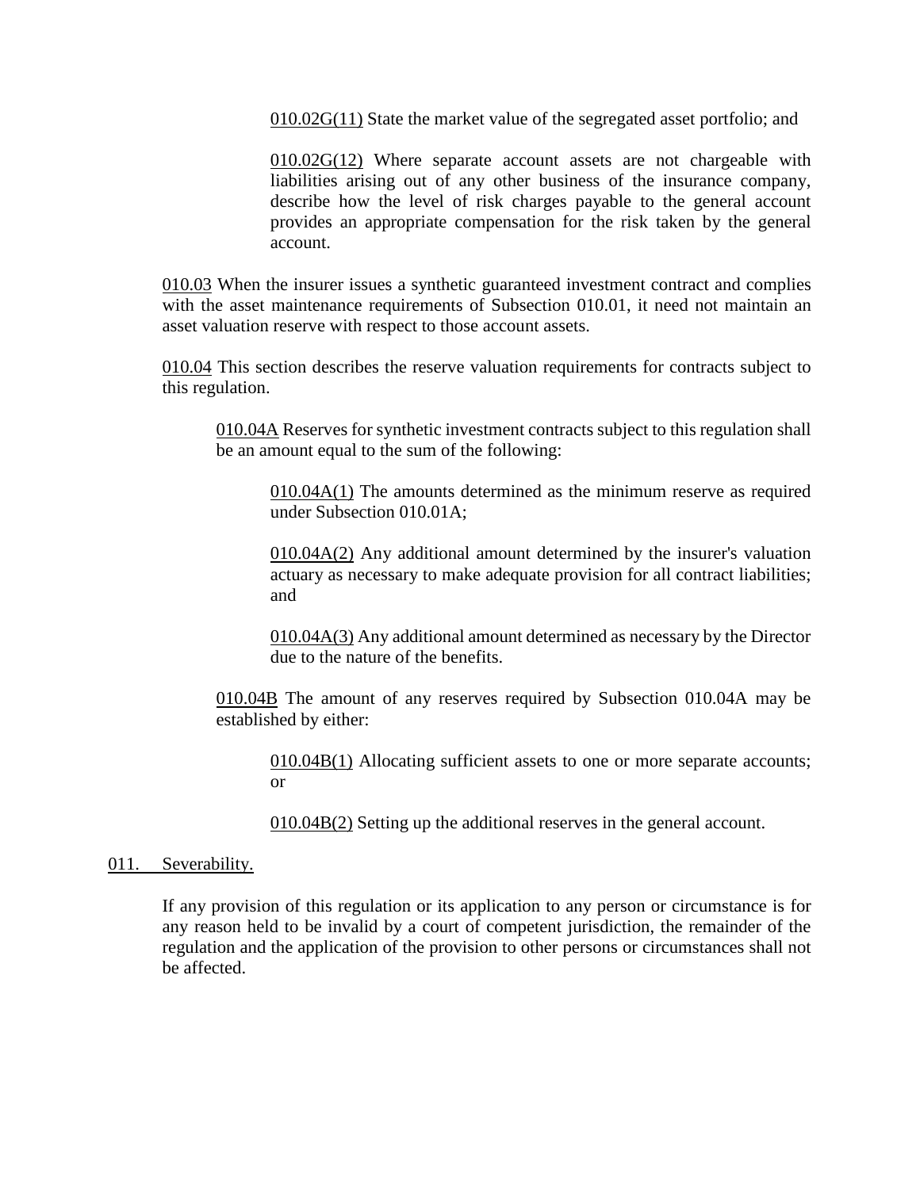010.02G(11) State the market value of the segregated asset portfolio; and

010.02G(12) Where separate account assets are not chargeable with liabilities arising out of any other business of the insurance company, describe how the level of risk charges payable to the general account provides an appropriate compensation for the risk taken by the general account.

010.03 When the insurer issues a synthetic guaranteed investment contract and complies with the asset maintenance requirements of Subsection 010.01, it need not maintain an asset valuation reserve with respect to those account assets.

010.04 This section describes the reserve valuation requirements for contracts subject to this regulation.

010.04A Reserves for synthetic investment contracts subject to this regulation shall be an amount equal to the sum of the following:

010.04A(1) The amounts determined as the minimum reserve as required under Subsection 010.01A;

010.04A(2) Any additional amount determined by the insurer's valuation actuary as necessary to make adequate provision for all contract liabilities; and

010.04A(3) Any additional amount determined as necessary by the Director due to the nature of the benefits.

010.04B The amount of any reserves required by Subsection 010.04A may be established by either:

010.04B(1) Allocating sufficient assets to one or more separate accounts; or

010.04B(2) Setting up the additional reserves in the general account.

## 011. Severability.

If any provision of this regulation or its application to any person or circumstance is for any reason held to be invalid by a court of competent jurisdiction, the remainder of the regulation and the application of the provision to other persons or circumstances shall not be affected.